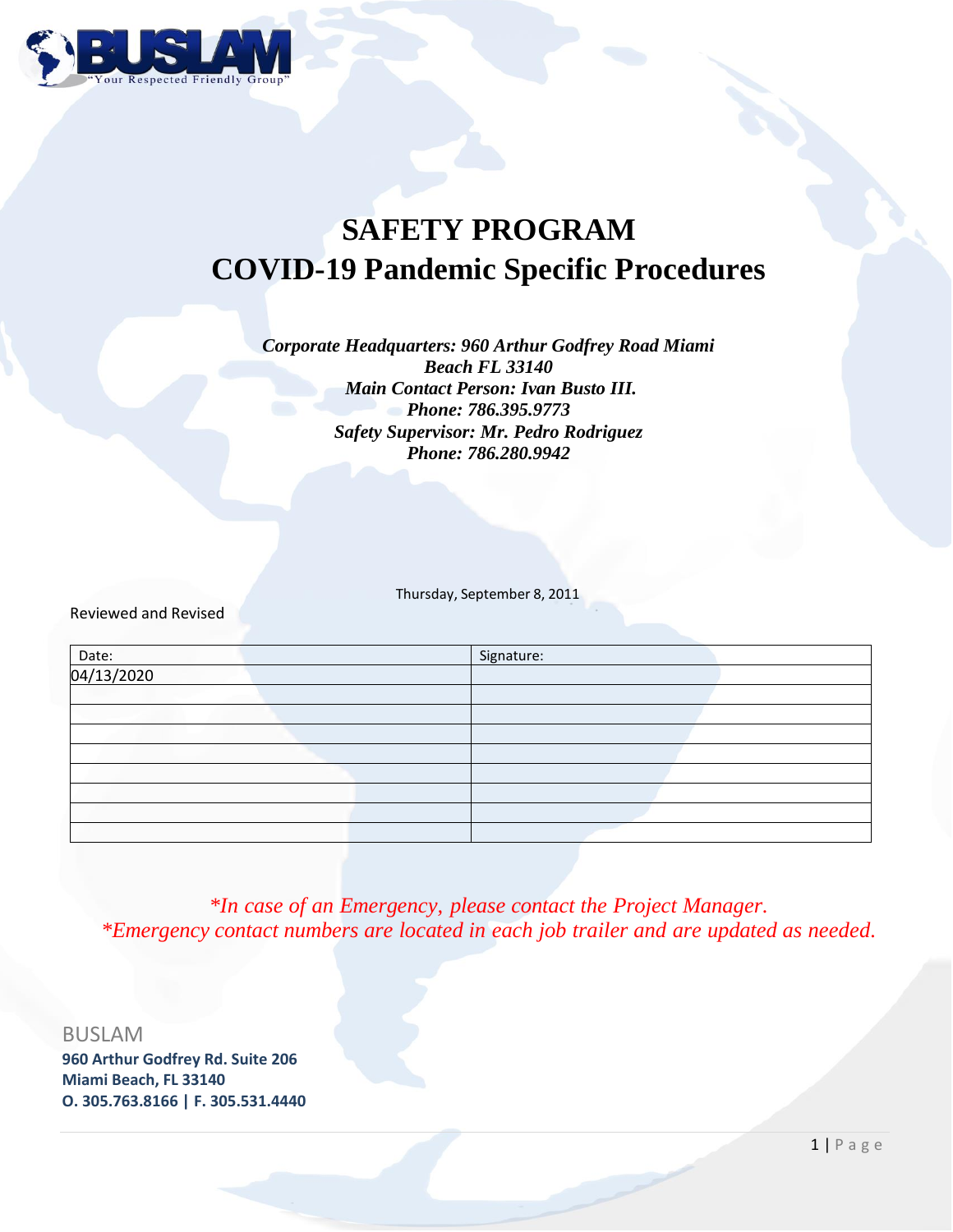BUSLAM
"Your Respected Friendly Group"

# SAFETY PROGRAM
# COVID-19 Pandemic Specific Procedures

***Corporate Headquarters: 960 Arthur Godfrey Road Miami Beach FL 33140***
***Main Contact Person: Ivan Busto III.***
***Phone: 786.395.9773***
***Safety Supervisor: Mr. Pedro Rodriguez***
***Phone: 786.280.9942***

Thursday, September 8, 2011

Reviewed and Revised

| Date: | Signature: |
|---|---|
| 04/13/2020 | |
| | |
| | |
| | |
| | |
| | |
| | |
| | |
| | |

*\*In case of an Emergency, please contact the Project Manager.*
*\*Emergency contact numbers are located in each job trailer and are updated as needed.*

BUSLAM
**960 Arthur Godfrey Rd. Suite 206**
**Miami Beach, FL 33140**
**O. 305.763.8166 | F. 305.531.4440**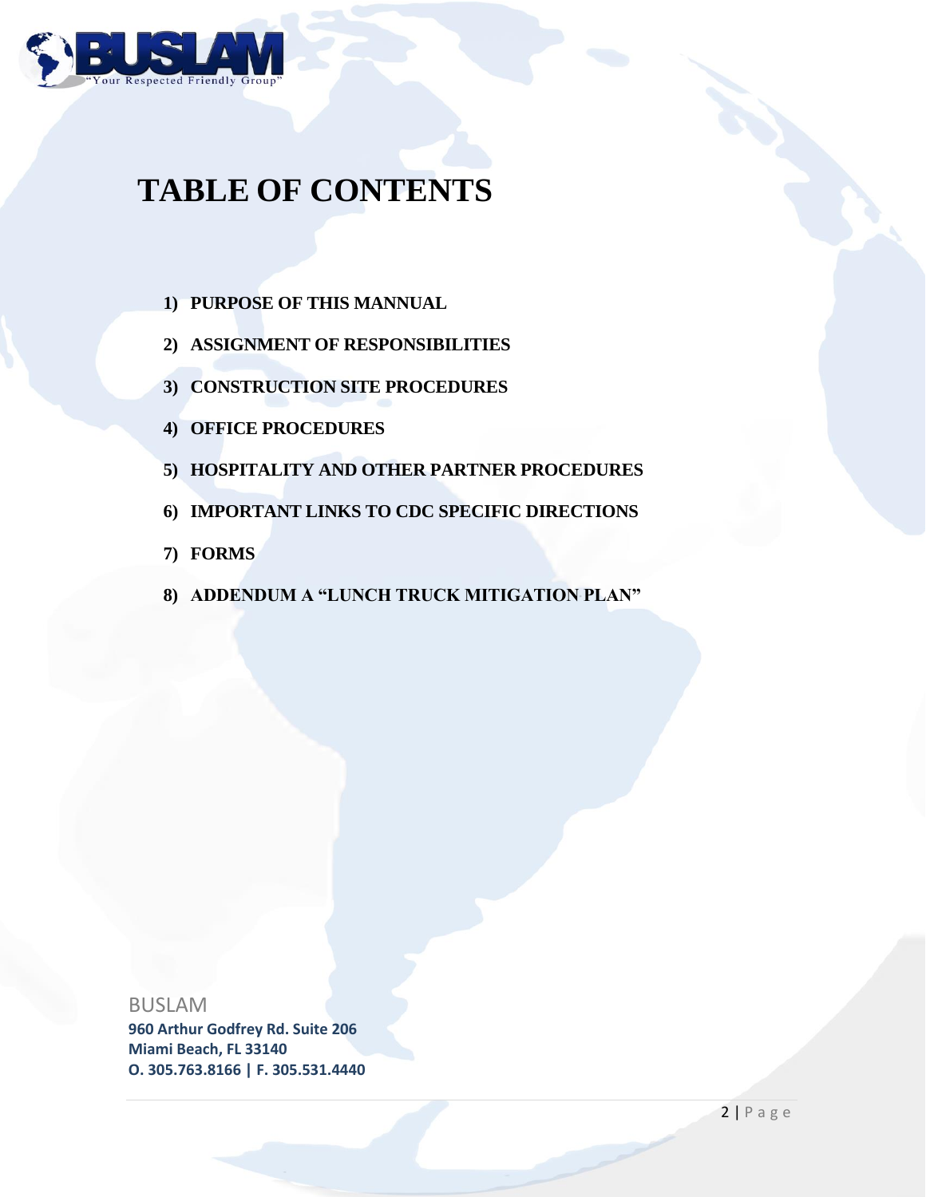# TABLE OF CONTENTS

1) **PURPOSE OF THIS MANNUAL**
2) **ASSIGNMENT OF RESPONSIBILITIES**
3) **CONSTRUCTION SITE PROCEDURES**
4) **OFFICE PROCEDURES**
5) **HOSPITALITY AND OTHER PARTNER PROCEDURES**
6) **IMPORTANT LINKS TO CDC SPECIFIC DIRECTIONS**
7) **FORMS**
8) **ADDENDUM A "LUNCH TRUCK MITIGATION PLAN"**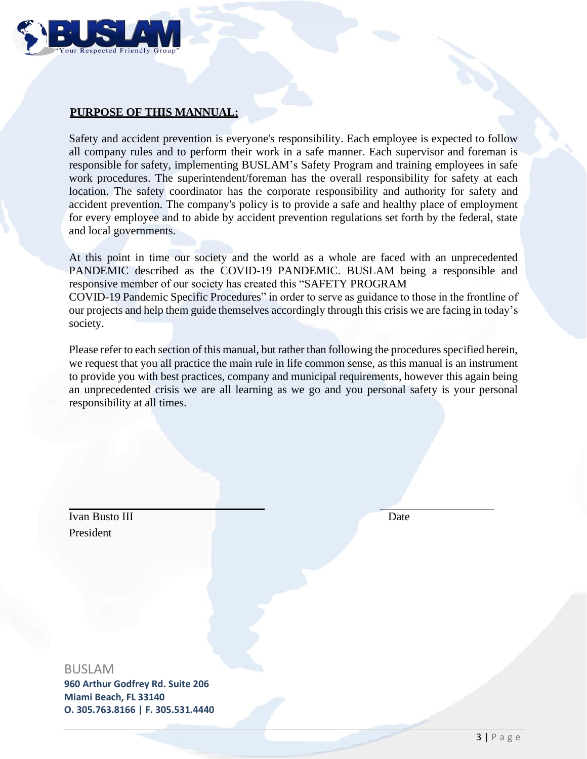## PURPOSE OF THIS MANNUAL:

Safety and accident prevention is everyone's responsibility. Each employee is expected to follow all company rules and to perform their work in a safe manner. Each supervisor and foreman is responsible for safety, implementing BUSLAM's Safety Program and training employees in safe work procedures. The superintendent/foreman has the overall responsibility for safety at each location. The safety coordinator has the corporate responsibility and authority for safety and accident prevention. The company's policy is to provide a safe and healthy place of employment for every employee and to abide by accident prevention regulations set forth by the federal, state and local governments.

At this point in time our society and the world as a whole are faced with an unprecedented PANDEMIC described as the COVID-19 PANDEMIC. BUSLAM being a responsible and responsive member of our society has created this "SAFETY PROGRAM COVID-19 Pandemic Specific Procedures" in order to serve as guidance to those in the frontline of our projects and help them guide themselves accordingly through this crisis we are facing in today's society.

Please refer to each section of this manual, but rather than following the procedures specified herein, we request that you all practice the main rule in life common sense, as this manual is an instrument to provide you with best practices, company and municipal requirements, however this again being an unprecedented crisis we are all learning as we go and you personal safety is your personal responsibility at all times.

Ivan Busto III
President

Date

BUSLAM
**960 Arthur Godfrey Rd. Suite 206**
**Miami Beach, FL 33140**
**O. 305.763.8166 | F. 305.531.4440**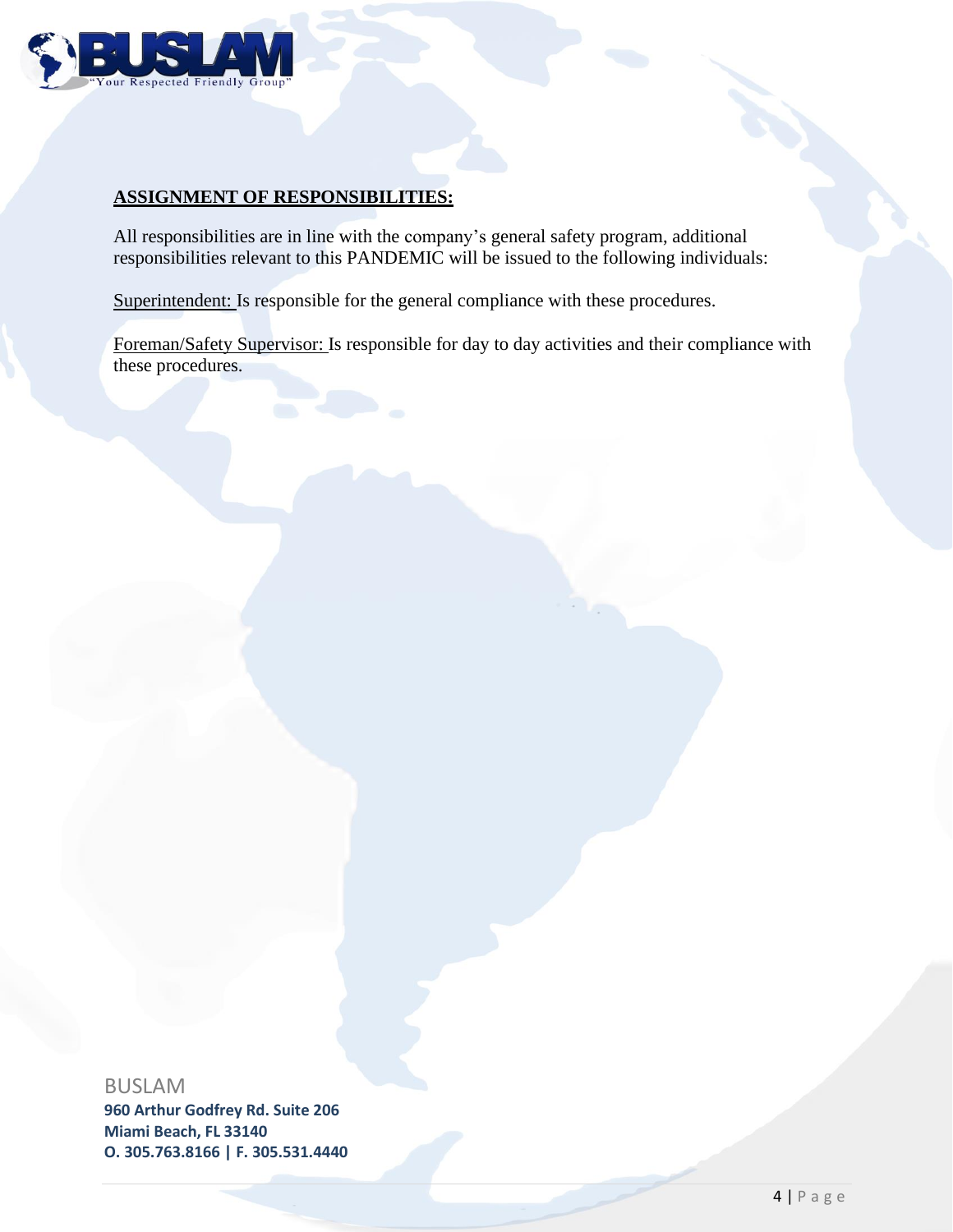**ASSIGNMENT OF RESPONSIBILITIES:**

All responsibilities are in line with the company's general safety program, additional responsibilities relevant to this PANDEMIC will be issued to the following individuals:

Superintendent: Is responsible for the general compliance with these procedures.

Foreman/Safety Supervisor: Is responsible for day to day activities and their compliance with these procedures.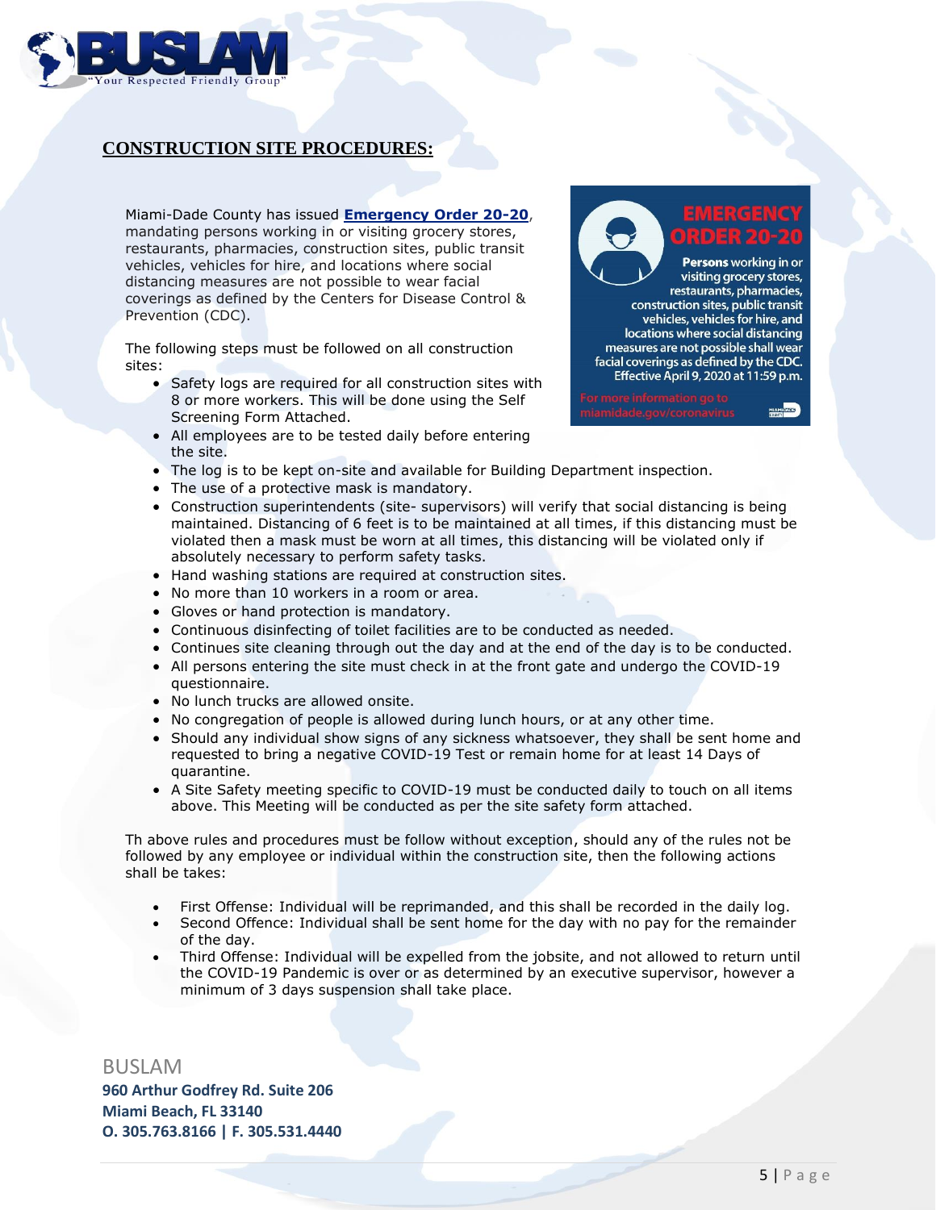## CONSTRUCTION SITE PROCEDURES:

Miami-Dade County has issued **Emergency Order 20-20**, mandating persons working in or visiting grocery stores, restaurants, pharmacies, construction sites, public transit vehicles, vehicles for hire, and locations where social distancing measures are not possible to wear facial coverings as defined by the Centers for Disease Control & Prevention (CDC).

EMERGENCY ORDER 20-20

**Persons** working in or visiting grocery stores, restaurants, pharmacies, construction sites, public transit vehicles, vehicles for hire, and locations where social distancing measures are not possible shall wear facial coverings as defined by the CDC. Effective April 9, 2020 at 11:59 p.m.

For more information go to miamidade.gov/coronavirus

The following steps must be followed on all construction sites:

- Safety logs are required for all construction sites with 8 or more workers. This will be done using the Self Screening Form Attached.
- All employees are to be tested daily before entering the site.
- The log is to be kept on-site and available for Building Department inspection.
- The use of a protective mask is mandatory.
- Construction superintendents (site- supervisors) will verify that social distancing is being maintained. Distancing of 6 feet is to be maintained at all times, if this distancing must be violated then a mask must be worn at all times, this distancing will be violated only if absolutely necessary to perform safety tasks.
- Hand washing stations are required at construction sites.
- No more than 10 workers in a room or area.
- Gloves or hand protection is mandatory.
- Continuous disinfecting of toilet facilities are to be conducted as needed.
- Continues site cleaning through out the day and at the end of the day is to be conducted.
- All persons entering the site must check in at the front gate and undergo the COVID-19 questionnaire.
- No lunch trucks are allowed onsite.
- No congregation of people is allowed during lunch hours, or at any other time.
- Should any individual show signs of any sickness whatsoever, they shall be sent home and requested to bring a negative COVID-19 Test or remain home for at least 14 Days of quarantine.
- A Site Safety meeting specific to COVID-19 must be conducted daily to touch on all items above. This Meeting will be conducted as per the site safety form attached.

Th above rules and procedures must be follow without exception, should any of the rules not be followed by any employee or individual within the construction site, then the following actions shall be takes:

- First Offense: Individual will be reprimanded, and this shall be recorded in the daily log.
- Second Offence: Individual shall be sent home for the day with no pay for the remainder of the day.
- Third Offense: Individual will be expelled from the jobsite, and not allowed to return until the COVID-19 Pandemic is over or as determined by an executive supervisor, however a minimum of 3 days suspension shall take place.

BUSLAM
**960 Arthur Godfrey Rd. Suite 206**
**Miami Beach, FL 33140**
**O. 305.763.8166 | F. 305.531.4440**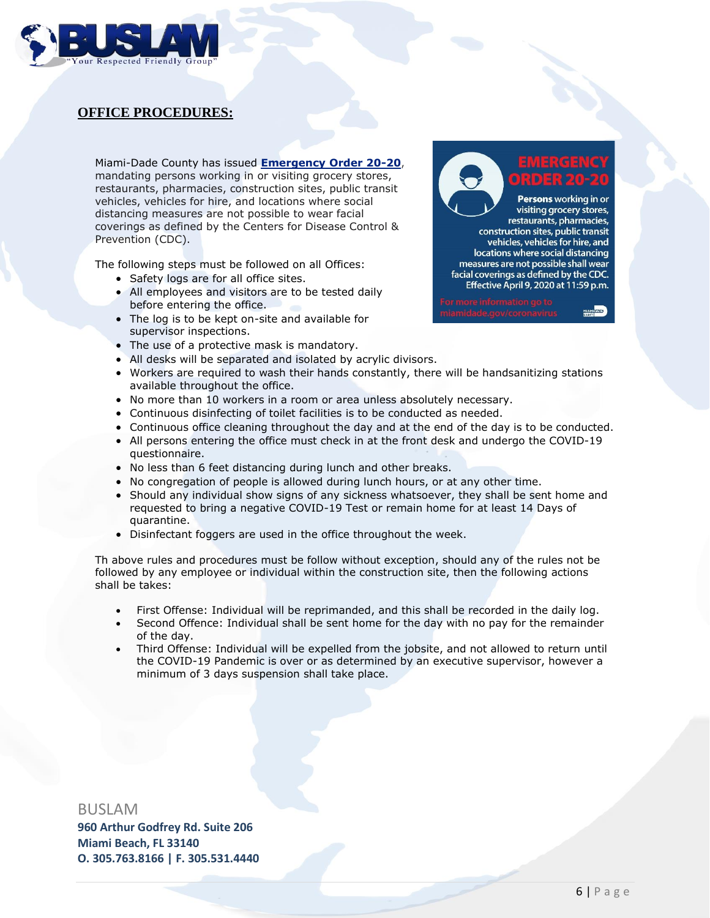## OFFICE PROCEDURES:

Miami-Dade County has issued **Emergency Order 20-20**, mandating persons working in or visiting grocery stores, restaurants, pharmacies, construction sites, public transit vehicles, vehicles for hire, and locations where social distancing measures are not possible to wear facial coverings as defined by the Centers for Disease Control & Prevention (CDC).

EMERGENCY ORDER 20-20

**Persons** working in or visiting grocery stores, restaurants, pharmacies, construction sites, public transit vehicles, vehicles for hire, and locations where social distancing measures are not possible shall wear facial coverings as defined by the CDC. Effective April 9, 2020 at 11:59 p.m.

For more information go to miamidade.gov/coronavirus

The following steps must be followed on all Offices:

- Safety logs are for all office sites.
- All employees and visitors are to be tested daily before entering the office.
- The log is to be kept on-site and available for supervisor inspections.
- The use of a protective mask is mandatory.
- All desks will be separated and isolated by acrylic divisors.
- Workers are required to wash their hands constantly, there will be handsanitizing stations available throughout the office.
- No more than 10 workers in a room or area unless absolutely necessary.
- Continuous disinfecting of toilet facilities is to be conducted as needed.
- Continuous office cleaning throughout the day and at the end of the day is to be conducted.
- All persons entering the office must check in at the front desk and undergo the COVID-19 questionnaire.
- No less than 6 feet distancing during lunch and other breaks.
- No congregation of people is allowed during lunch hours, or at any other time.
- Should any individual show signs of any sickness whatsoever, they shall be sent home and requested to bring a negative COVID-19 Test or remain home for at least 14 Days of quarantine.
- Disinfectant foggers are used in the office throughout the week.

Th above rules and procedures must be follow without exception, should any of the rules not be followed by any employee or individual within the construction site, then the following actions shall be takes:

- First Offense: Individual will be reprimanded, and this shall be recorded in the daily log.
- Second Offence: Individual shall be sent home for the day with no pay for the remainder of the day.
- Third Offense: Individual will be expelled from the jobsite, and not allowed to return until the COVID-19 Pandemic is over or as determined by an executive supervisor, however a minimum of 3 days suspension shall take place.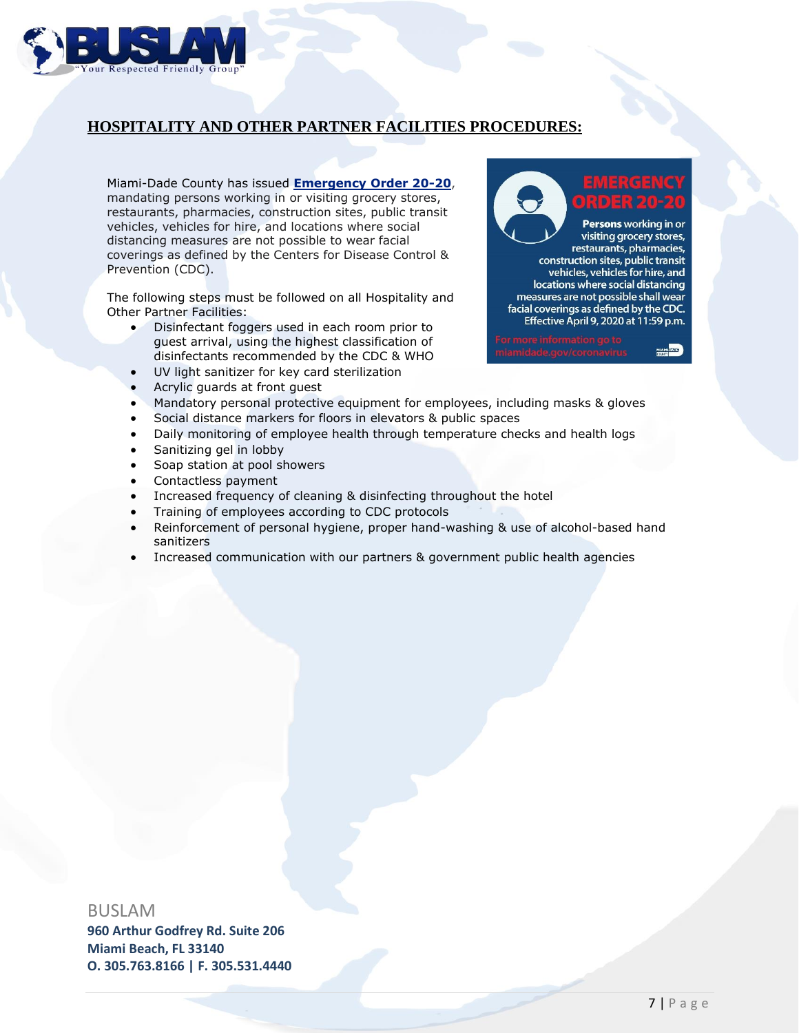## HOSPITALITY AND OTHER PARTNER FACILITIES PROCEDURES:

Miami-Dade County has issued **Emergency Order 20-20**, mandating persons working in or visiting grocery stores, restaurants, pharmacies, construction sites, public transit vehicles, vehicles for hire, and locations where social distancing measures are not possible to wear facial coverings as defined by the Centers for Disease Control & Prevention (CDC).

**EMERGENCY ORDER 20-20**

**Persons** working in or visiting grocery stores, restaurants, pharmacies, construction sites, public transit vehicles, vehicles for hire, and locations where social distancing measures are not possible shall wear facial coverings as defined by the CDC. Effective April 9, 2020 at 11:59 p.m.

For more information go to miamidade.gov/coronavirus

The following steps must be followed on all Hospitality and Other Partner Facilities:

- Disinfectant foggers used in each room prior to guest arrival, using the highest classification of disinfectants recommended by the CDC & WHO
- UV light sanitizer for key card sterilization
- Acrylic guards at front guest
- Mandatory personal protective equipment for employees, including masks & gloves
- Social distance markers for floors in elevators & public spaces
- Daily monitoring of employee health through temperature checks and health logs
- Sanitizing gel in lobby
- Soap station at pool showers
- Contactless payment
- Increased frequency of cleaning & disinfecting throughout the hotel
- Training of employees according to CDC protocols
- Reinforcement of personal hygiene, proper hand-washing & use of alcohol-based hand sanitizers
- Increased communication with our partners & government public health agencies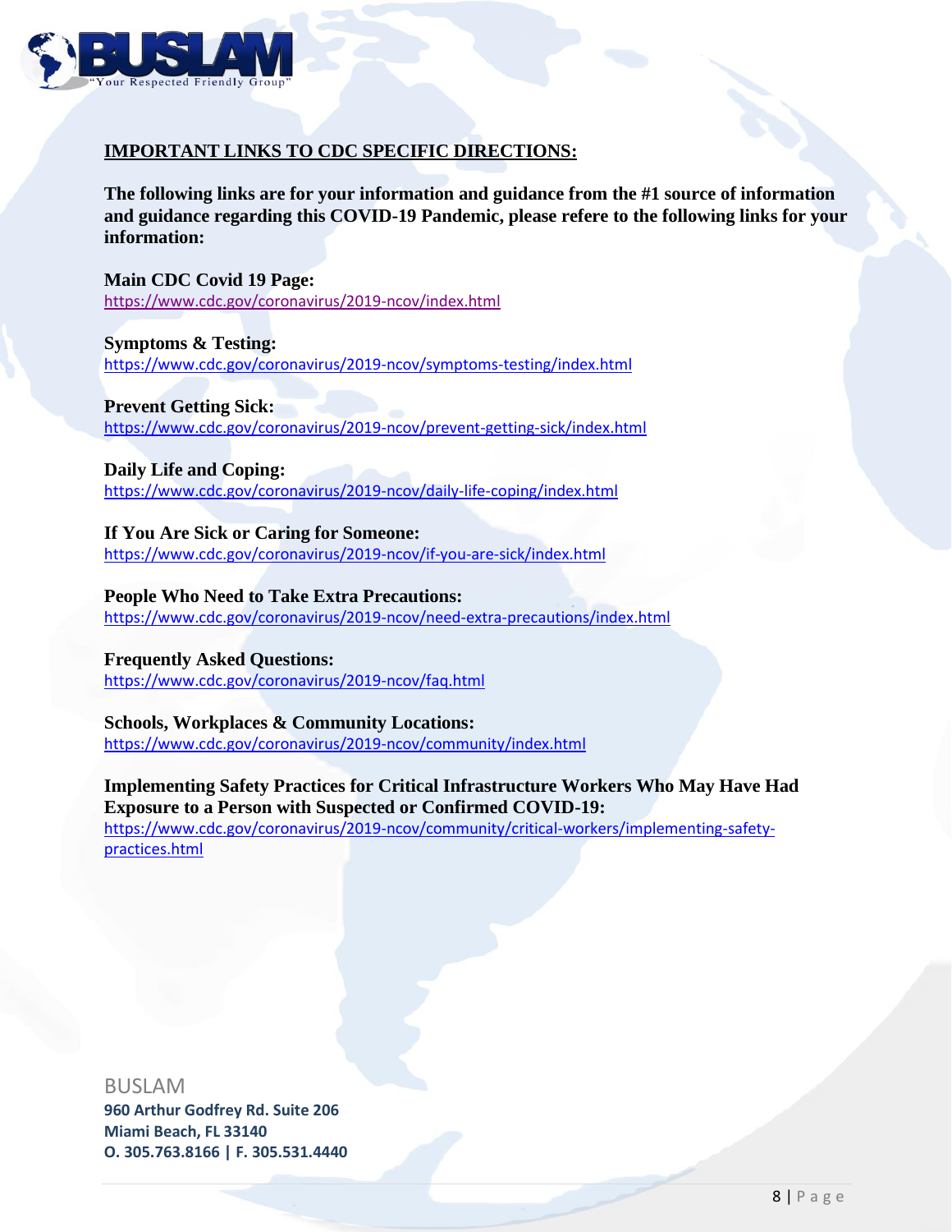## IMPORTANT LINKS TO CDC SPECIFIC DIRECTIONS:

**The following links are for your information and guidance from the #1 source of information and guidance regarding this COVID-19 Pandemic, please refere to the following links for your information:**

**Main CDC Covid 19 Page:**
https://www.cdc.gov/coronavirus/2019-ncov/index.html

**Symptoms & Testing:**
https://www.cdc.gov/coronavirus/2019-ncov/symptoms-testing/index.html

**Prevent Getting Sick:**
https://www.cdc.gov/coronavirus/2019-ncov/prevent-getting-sick/index.html

**Daily Life and Coping:**
https://www.cdc.gov/coronavirus/2019-ncov/daily-life-coping/index.html

**If You Are Sick or Caring for Someone:**
https://www.cdc.gov/coronavirus/2019-ncov/if-you-are-sick/index.html

**People Who Need to Take Extra Precautions:**
https://www.cdc.gov/coronavirus/2019-ncov/need-extra-precautions/index.html

**Frequently Asked Questions:**
https://www.cdc.gov/coronavirus/2019-ncov/faq.html

**Schools, Workplaces & Community Locations:**
https://www.cdc.gov/coronavirus/2019-ncov/community/index.html

**Implementing Safety Practices for Critical Infrastructure Workers Who May Have Had Exposure to a Person with Suspected or Confirmed COVID-19:**
https://www.cdc.gov/coronavirus/2019-ncov/community/critical-workers/implementing-safety-practices.html

BUSLAM
**960 Arthur Godfrey Rd. Suite 206**
**Miami Beach, FL 33140**
**O. 305.763.8166 | F. 305.531.4440**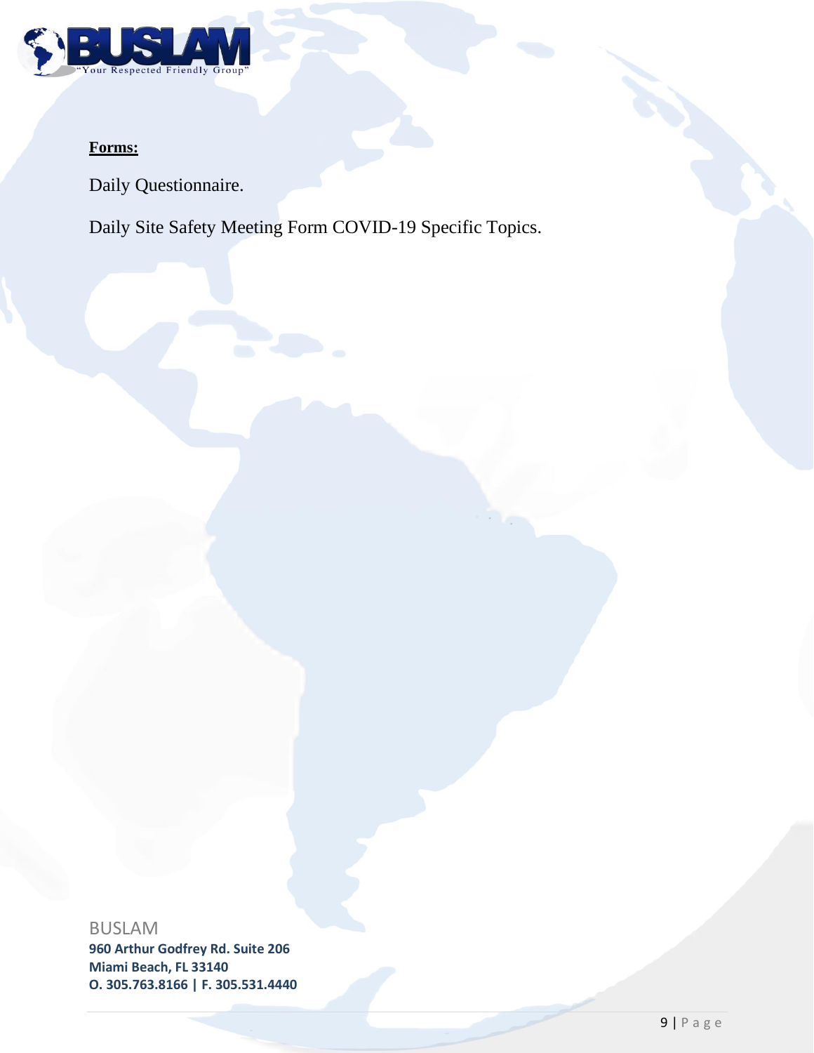**Forms:**

Daily Questionnaire.

Daily Site Safety Meeting Form COVID-19 Specific Topics.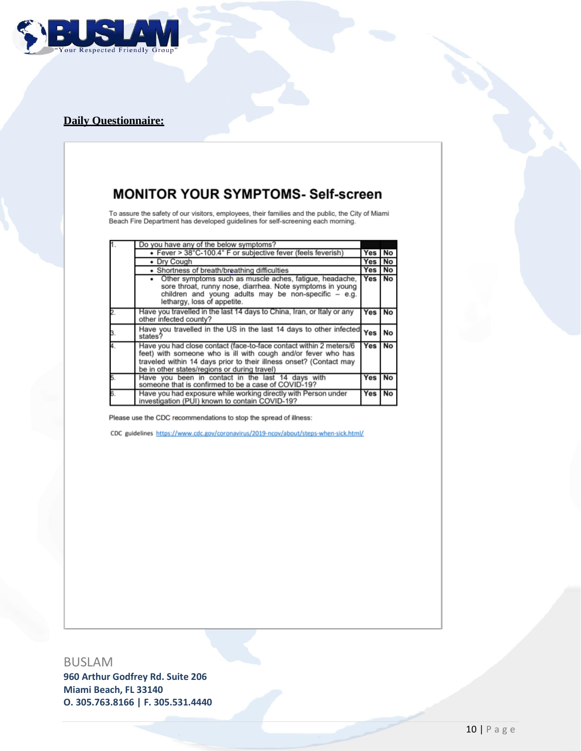**Daily Questionnaire:**

# MONITOR YOUR SYMPTOMS- Self-screen

To assure the safety of our visitors, employees, their families and the public, the City of Miami Beach Fire Department has developed guidelines for self-screening each morning.

| # | Question | | |
|---|---|---|---|
| 1. | Do you have any of the below symptoms? | | |
| | • Fever > 38°C-100.4° F or subjective fever (feels feverish) | Yes | No |
| | • Dry Cough | Yes | No |
| | • Shortness of breath/breathing difficulties | Yes | No |
| | • Other symptoms such as muscle aches, fatigue, headache, sore throat, runny nose, diarrhea. Note symptoms in young children and young adults may be non-specific – e.g. lethargy, loss of appetite. | Yes | No |
| 2. | Have you travelled in the last 14 days to China, Iran, or Italy or any other infected county? | Yes | No |
| 3. | Have you travelled in the US in the last 14 days to other infected states? | Yes | No |
| 4. | Have you had close contact (face-to-face contact within 2 meters/6 feet) with someone who is ill with cough and/or fever who has traveled within 14 days prior to their illness onset? (Contact may be in other states/regions or during travel) | Yes | No |
| 5. | Have you been in contact in the last 14 days with someone that is confirmed to be a case of COVID-19? | Yes | No |
| 6. | Have you had exposure while working directly with Person under investigation (PUI) known to contain COVID-19? | Yes | No |

Please use the CDC recommendations to stop the spread of illness:

CDC guidelines https://www.cdc.gov/coronavirus/2019-ncov/about/steps-when-sick.html/

BUSLAM
**960 Arthur Godfrey Rd. Suite 206**
**Miami Beach, FL 33140**
**O. 305.763.8166 | F. 305.531.4440**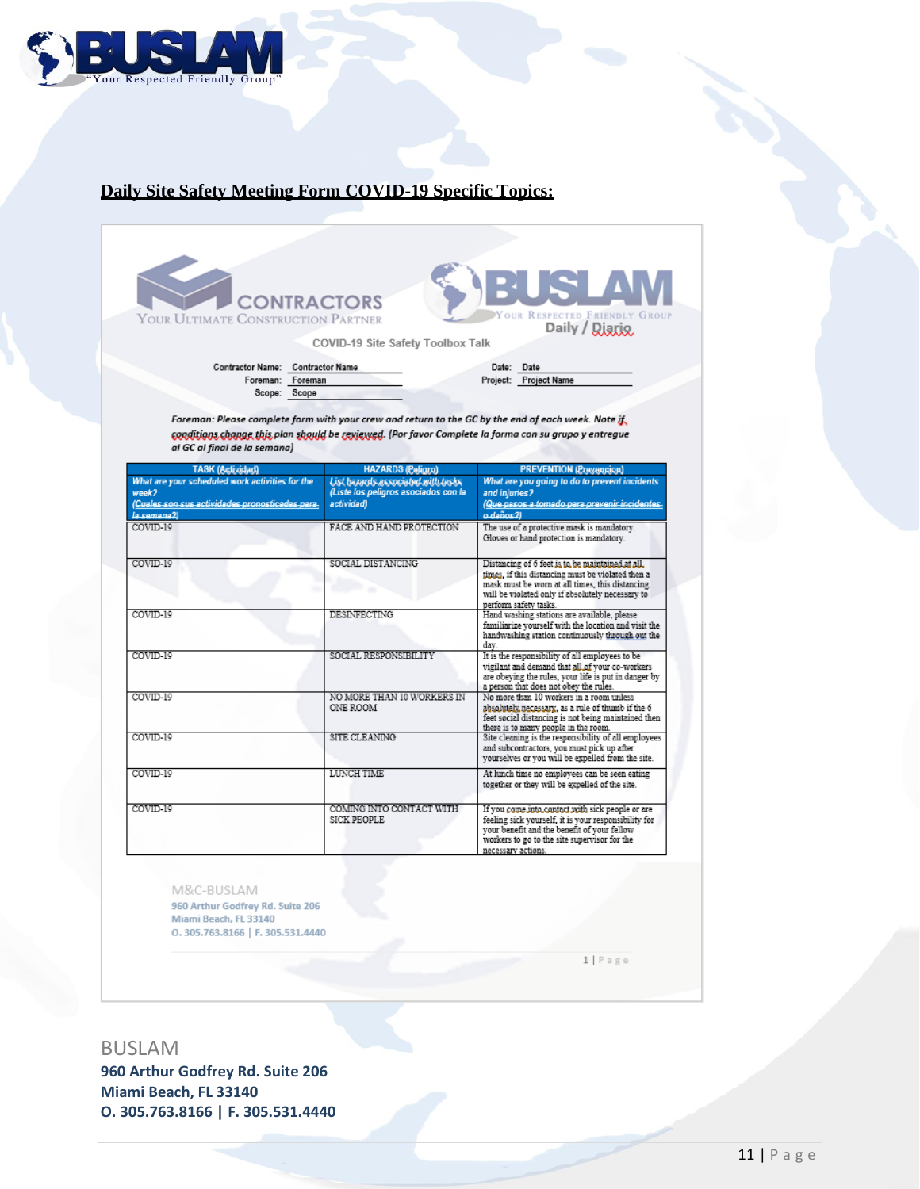## Daily Site Safety Meeting Form COVID-19 Specific Topics:

CONTRACTORS
YOUR ULTIMATE CONSTRUCTION PARTNER

BUSLAM
YOUR RESPECTED FRIENDLY GROUP

Daily / Diario

COVID-19 Site Safety Toolbox Talk

Contractor Name: Contractor Name
Foreman: Foreman
Scope: Scope

Date: Date
Project: Project Name

*Foreman: Please complete form with your crew and return to the GC by the end of each week. Note if conditions change this plan should be reviewed. (Por favor Complete la forma con su grupo y entregue al GC al final de la semana)*

| TASK (Actividad) *What are your scheduled work activities for the week? (Cuales son sus actividades pronosticadas para la semana?)* | HAZARDS (Peligro) *List hazards associated with tasks (Liste los peligros asociados con la actividad)* | PREVENTION (Prevencion) *What are you going to do to prevent incidents and injuries? (Que pasos a tomado para prevenir incidentes o daños?)* |
|---|---|---|
| COVID-19 | FACE AND HAND PROTECTION | The use of a protective mask is mandatory. Gloves or hand protection is mandatory. |
| COVID-19 | SOCIAL DISTANCING | Distancing of 6 feet is to be maintained at all times, if this distancing must be violated then a mask must be worn at all times, this distancing will be violated only if absolutely necessary to perform safety tasks. |
| COVID-19 | DESINFECTING | Hand washing stations are available, please familiarize yourself with the location and visit the handwashing station continuously through out the day. |
| COVID-19 | SOCIAL RESPONSIBILITY | It is the responsibility of all employees to be vigilant and demand that all of your co-workers are obeying the rules, your life is put in danger by a person that does not obey the rules. |
| COVID-19 | NO MORE THAN 10 WORKERS IN ONE ROOM | No more than 10 workers in a room unless absolutely necessary, as a rule of thumb if the 6 feet social distancing is not being maintained then there is to many people in the room. |
| COVID-19 | SITE CLEANING | Site cleaning is the responsibility of all employees and subcontractors, you must pick up after yourselves or you will be expelled from the site. |
| COVID-19 | LUNCH TIME | At lunch time no employees can be seen eating together or they will be expelled of the site. |
| COVID-19 | COMING INTO CONTACT WITH SICK PEOPLE | If you come into contact with sick people or are feeling sick yourself, it is your responsibility for your benefit and the benefit of your fellow workers to go to the site supervisor for the necessary actions. |

M&C-BUSLAM
960 Arthur Godfrey Rd. Suite 206
Miami Beach, FL 33140
O. 305.763.8166 | F. 305.531.4440

BUSLAM
**960 Arthur Godfrey Rd. Suite 206**
**Miami Beach, FL 33140**
**O. 305.763.8166 | F. 305.531.4440**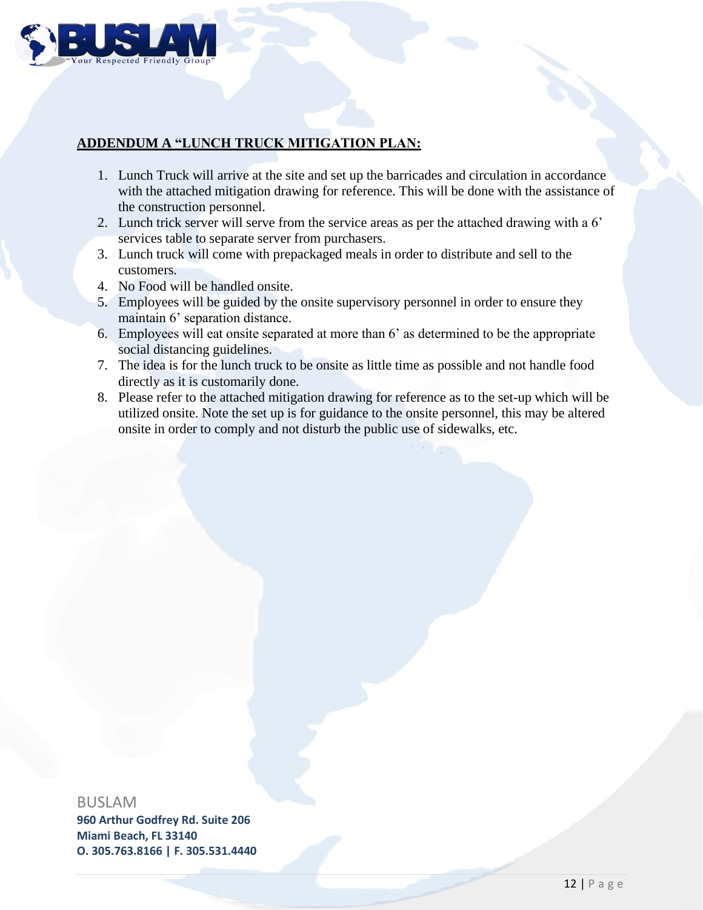## ADDENDUM A "LUNCH TRUCK MITIGATION PLAN:

1. Lunch Truck will arrive at the site and set up the barricades and circulation in accordance with the attached mitigation drawing for reference. This will be done with the assistance of the construction personnel.
2. Lunch trick server will serve from the service areas as per the attached drawing with a 6' services table to separate server from purchasers.
3. Lunch truck will come with prepackaged meals in order to distribute and sell to the customers.
4. No Food will be handled onsite.
5. Employees will be guided by the onsite supervisory personnel in order to ensure they maintain 6' separation distance.
6. Employees will eat onsite separated at more than 6' as determined to be the appropriate social distancing guidelines.
7. The idea is for the lunch truck to be onsite as little time as possible and not handle food directly as it is customarily done.
8. Please refer to the attached mitigation drawing for reference as to the set-up which will be utilized onsite. Note the set up is for guidance to the onsite personnel, this may be altered onsite in order to comply and not disturb the public use of sidewalks, etc.

BUSLAM
**960 Arthur Godfrey Rd. Suite 206**
**Miami Beach, FL 33140**
**O. 305.763.8166 | F. 305.531.4440**